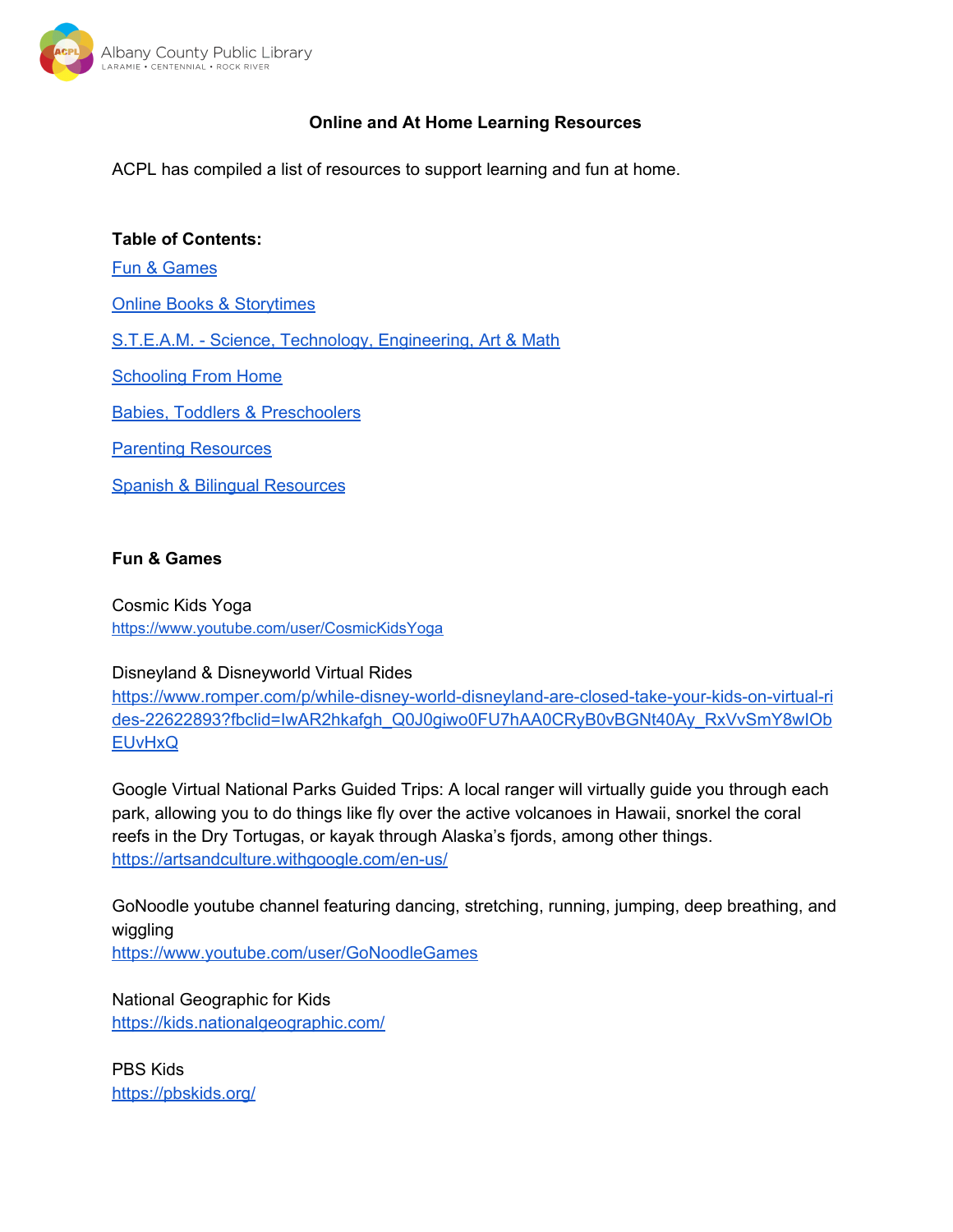Albany County Public Library
LARAMIE • CENTENNIAL • ROCK RIVER

# Online and At Home Learning Resources

ACPL has compiled a list of resources to support learning and fun at home.

**Table of Contents:**

Fun & Games

Online Books & Storytimes

S.T.E.A.M. - Science, Technology, Engineering, Art & Math

Schooling From Home

Babies, Toddlers & Preschoolers

Parenting Resources

Spanish & Bilingual Resources

## Fun & Games

Cosmic Kids Yoga
https://www.youtube.com/user/CosmicKidsYoga

Disneyland & Disneyworld Virtual Rides
https://www.romper.com/p/while-disney-world-disneyland-are-closed-take-your-kids-on-virtual-rides-22622893?fbclid=IwAR2hkafgh_Q0J0giwo0FU7hAA0CRyB0vBGNt40Ay_RxVvSmY8wIObEUvHxQ

Google Virtual National Parks Guided Trips: A local ranger will virtually guide you through each park, allowing you to do things like fly over the active volcanoes in Hawaii, snorkel the coral reefs in the Dry Tortugas, or kayak through Alaska's fjords, among other things.
https://artsandculture.withgoogle.com/en-us/

GoNoodle youtube channel featuring dancing, stretching, running, jumping, deep breathing, and wiggling
https://www.youtube.com/user/GoNoodleGames

National Geographic for Kids
https://kids.nationalgeographic.com/

PBS Kids
https://pbskids.org/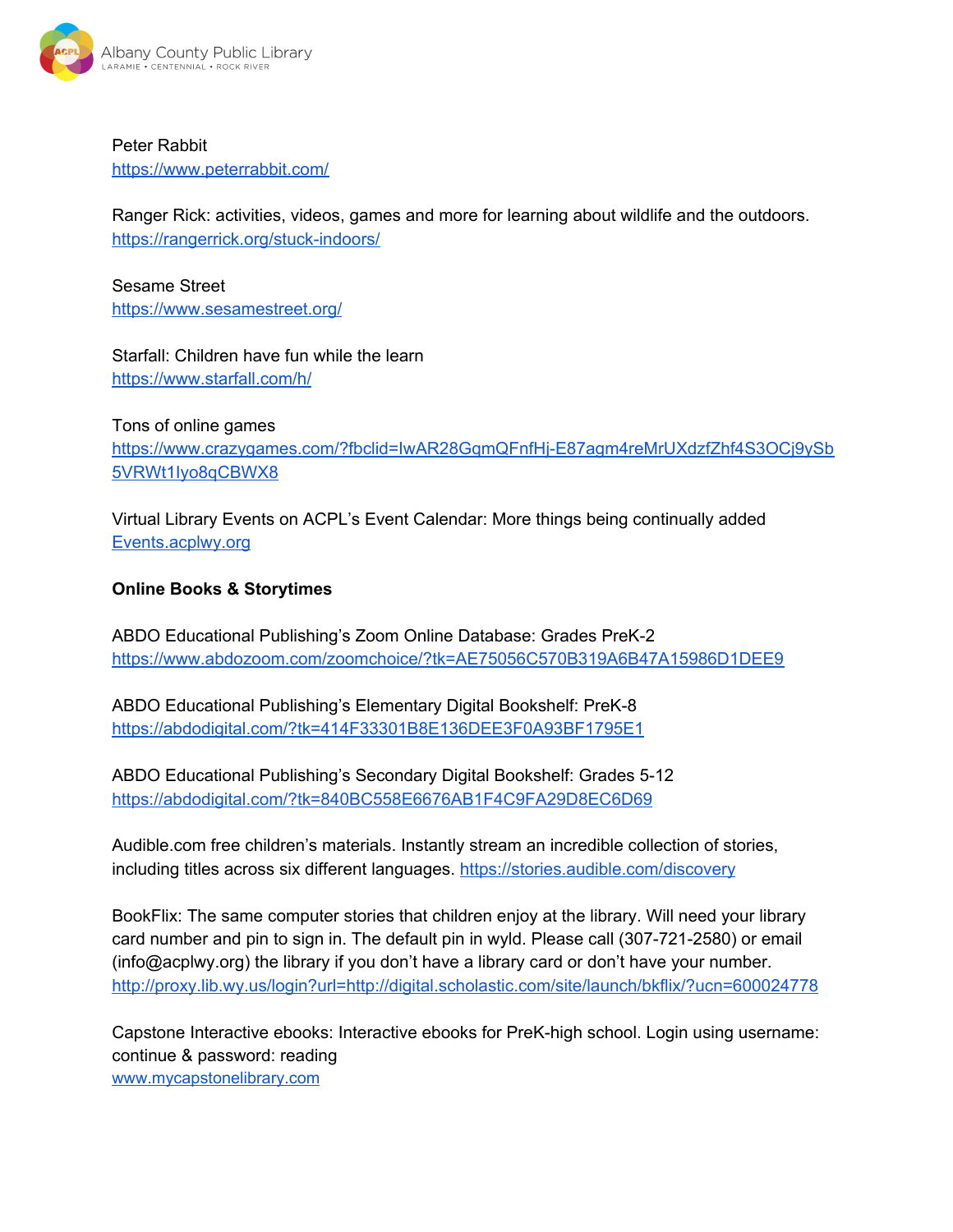Peter Rabbit
https://www.peterrabbit.com/

Ranger Rick: activities, videos, games and more for learning about wildlife and the outdoors.
https://rangerrick.org/stuck-indoors/

Sesame Street
https://www.sesamestreet.org/

Starfall: Children have fun while the learn
https://www.starfall.com/h/

Tons of online games
https://www.crazygames.com/?fbclid=IwAR28GqmQFnfHj-E87agm4reMrUXdzfZhf4S3OCj9ySb5VRWt1lyo8qCBWX8

Virtual Library Events on ACPL's Event Calendar: More things being continually added
Events.acplwy.org

**Online Books & Storytimes**

ABDO Educational Publishing's Zoom Online Database: Grades PreK-2
https://www.abdozoom.com/zoomchoice/?tk=AE75056C570B319A6B47A15986D1DEE9

ABDO Educational Publishing's Elementary Digital Bookshelf: PreK-8
https://abdodigital.com/?tk=414F33301B8E136DEE3F0A93BF1795E1

ABDO Educational Publishing's Secondary Digital Bookshelf: Grades 5-12
https://abdodigital.com/?tk=840BC558E6676AB1F4C9FA29D8EC6D69

Audible.com free children's materials. Instantly stream an incredible collection of stories, including titles across six different languages. https://stories.audible.com/discovery

BookFlix: The same computer stories that children enjoy at the library. Will need your library card number and pin to sign in. The default pin in wyld. Please call (307-721-2580) or email (info@acplwy.org) the library if you don't have a library card or don't have your number.
http://proxy.lib.wy.us/login?url=http://digital.scholastic.com/site/launch/bkflix/?ucn=600024778

Capstone Interactive ebooks: Interactive ebooks for PreK-high school. Login using username: continue & password: reading
www.mycapstonelibrary.com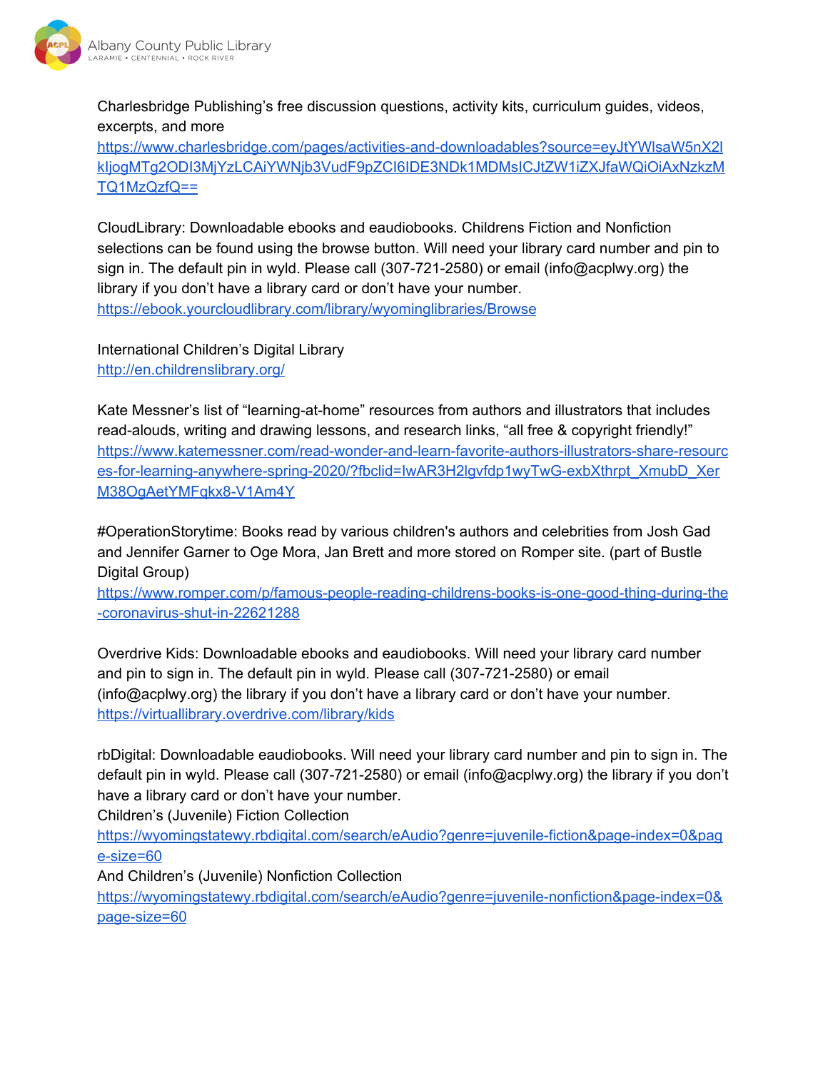Charlesbridge Publishing's free discussion questions, activity kits, curriculum guides, videos, excerpts, and more
https://www.charlesbridge.com/pages/activities-and-downloadables?source=eyJtYWlsaW5nX2lkIjogMTg2ODI3MjYzLCAiYWNjb3VudF9pZCI6IDE3NDk1MDMsICJtZW1iZXJfaWQiOiAxNzkzMTQ1MzQzfQ==

CloudLibrary: Downloadable ebooks and eaudiobooks. Childrens Fiction and Nonfiction selections can be found using the browse button. Will need your library card number and pin to sign in. The default pin in wyld. Please call (307-721-2580) or email (info@acplwy.org) the library if you don't have a library card or don't have your number.
https://ebook.yourcloudlibrary.com/library/wyominglibraries/Browse

International Children's Digital Library
http://en.childrenslibrary.org/

Kate Messner's list of "learning-at-home" resources from authors and illustrators that includes read-alouds, writing and drawing lessons, and research links, "all free & copyright friendly!"
https://www.katemessner.com/read-wonder-and-learn-favorite-authors-illustrators-share-resources-for-learning-anywhere-spring-2020/?fbclid=IwAR3H2lgvfdp1wyTwG-exbXthrpt_XmubD_XerM38OgAetYMFqkx8-V1Am4Y

#OperationStorytime: Books read by various children's authors and celebrities from Josh Gad and Jennifer Garner to Oge Mora, Jan Brett and more stored on Romper site. (part of Bustle Digital Group)
https://www.romper.com/p/famous-people-reading-childrens-books-is-one-good-thing-during-the-coronavirus-shut-in-22621288

Overdrive Kids: Downloadable ebooks and eaudiobooks. Will need your library card number and pin to sign in. The default pin in wyld. Please call (307-721-2580) or email (info@acplwy.org) the library if you don't have a library card or don't have your number.
https://virtuallibrary.overdrive.com/library/kids

rbDigital: Downloadable eaudiobooks. Will need your library card number and pin to sign in. The default pin in wyld. Please call (307-721-2580) or email (info@acplwy.org) the library if you don't have a library card or don't have your number.
Children's (Juvenile) Fiction Collection
https://wyomingstatewy.rbdigital.com/search/eAudio?genre=juvenile-fiction&page-index=0&page-size=60
And Children's (Juvenile) Nonfiction Collection
https://wyomingstatewy.rbdigital.com/search/eAudio?genre=juvenile-nonfiction&page-index=0&page-size=60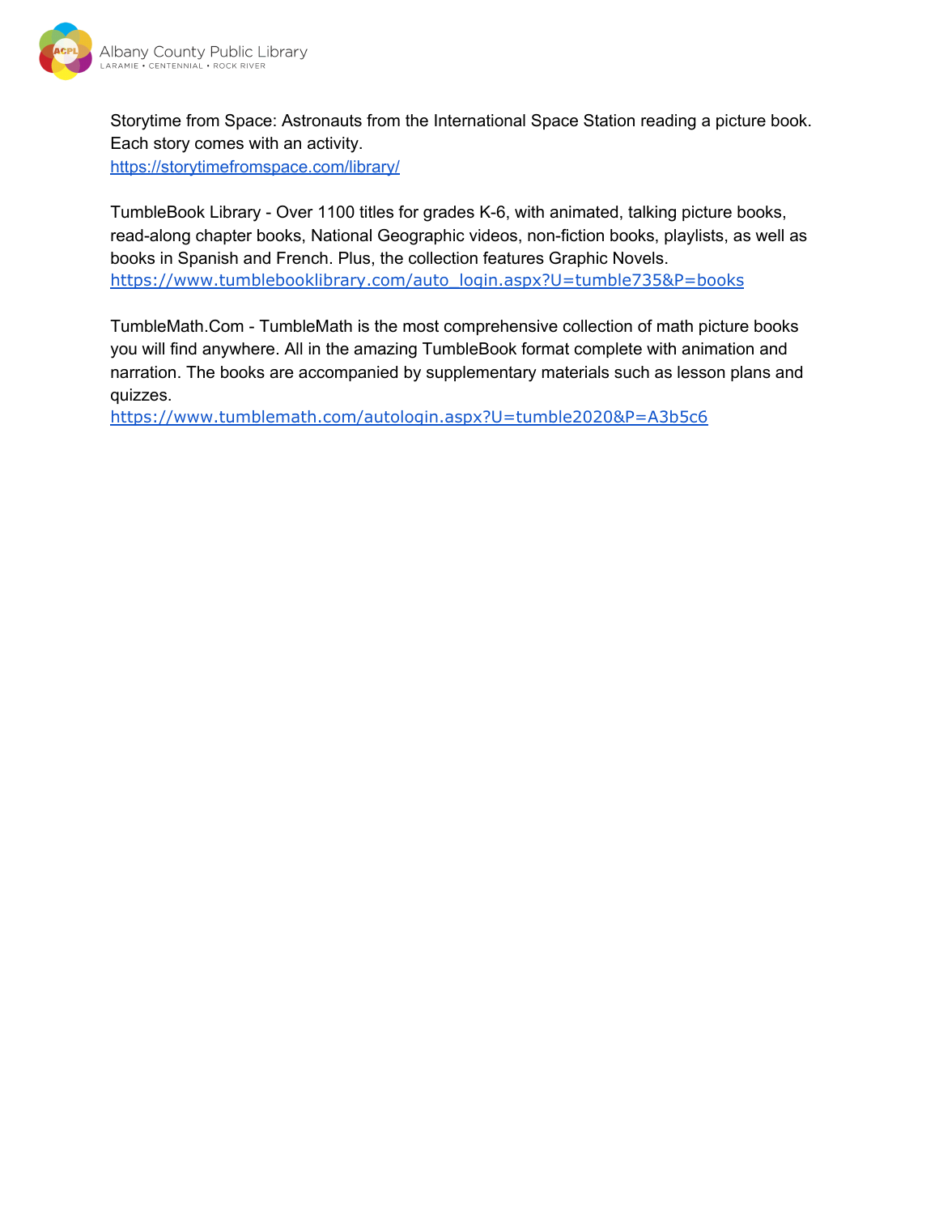Storytime from Space: Astronauts from the International Space Station reading a picture book. Each story comes with an activity.
https://storytimefromspace.com/library/

TumbleBook Library - Over 1100 titles for grades K-6, with animated, talking picture books, read-along chapter books, National Geographic videos, non-fiction books, playlists, as well as books in Spanish and French. Plus, the collection features Graphic Novels.
https://www.tumblebooklibrary.com/auto_login.aspx?U=tumble735&P=books

TumbleMath.Com - TumbleMath is the most comprehensive collection of math picture books you will find anywhere. All in the amazing TumbleBook format complete with animation and narration. The books are accompanied by supplementary materials such as lesson plans and quizzes.
https://www.tumblemath.com/autologin.aspx?U=tumble2020&P=A3b5c6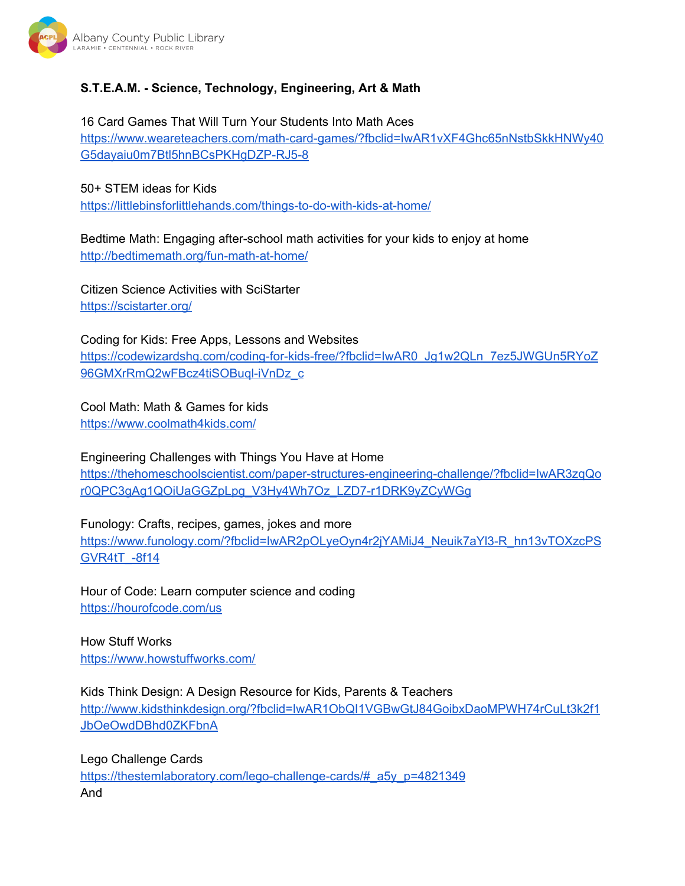**S.T.E.A.M. - Science, Technology, Engineering, Art & Math**

16 Card Games That Will Turn Your Students Into Math Aces
https://www.weareteachers.com/math-card-games/?fbclid=IwAR1vXF4Ghc65nNstbSkkHNWy40G5dayaiu0m7Btl5hnBCsPKHgDZP-RJ5-8

50+ STEM ideas for Kids
https://littlebinsforlittlehands.com/things-to-do-with-kids-at-home/

Bedtime Math: Engaging after-school math activities for your kids to enjoy at home
http://bedtimemath.org/fun-math-at-home/

Citizen Science Activities with SciStarter
https://scistarter.org/

Coding for Kids: Free Apps, Lessons and Websites
https://codewizardshq.com/coding-for-kids-free/?fbclid=IwAR0_Jg1w2QLn_7ez5JWGUn5RYoZ96GMXrRmQ2wFBcz4tiSOBuql-iVnDz_c

Cool Math: Math & Games for kids
https://www.coolmath4kids.com/

Engineering Challenges with Things You Have at Home
https://thehomeschoolscientist.com/paper-structures-engineering-challenge/?fbclid=IwAR3zqQor0QPC3gAg1QOiUaGGZpLpg_V3Hy4Wh7Oz_LZD7-r1DRK9yZCyWGg

Funology: Crafts, recipes, games, jokes and more
https://www.funology.com/?fbclid=IwAR2pOLyeOyn4r2jYAMiJ4_Neuik7aYl3-R_hn13vTOXzcPSGVR4tT_-8f14

Hour of Code: Learn computer science and coding
https://hourofcode.com/us

How Stuff Works
https://www.howstuffworks.com/

Kids Think Design: A Design Resource for Kids, Parents & Teachers
http://www.kidsthinkdesign.org/?fbclid=IwAR1ObQI1VGBwGtJ84GoibxDaoMPWH74rCuLt3k2f1JbOeOwdDBhd0ZKFbnA

Lego Challenge Cards
https://thestemlaboratory.com/lego-challenge-cards/#_a5y_p=4821349
And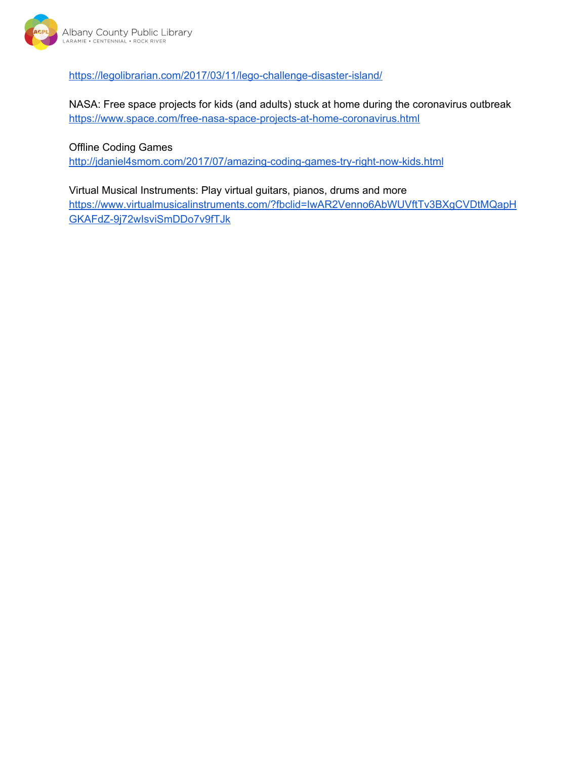https://legolibrarian.com/2017/03/11/lego-challenge-disaster-island/

NASA: Free space projects for kids (and adults) stuck at home during the coronavirus outbreak
https://www.space.com/free-nasa-space-projects-at-home-coronavirus.html

Offline Coding Games
http://jdaniel4smom.com/2017/07/amazing-coding-games-try-right-now-kids.html

Virtual Musical Instruments: Play virtual guitars, pianos, drums and more
https://www.virtualmusicalinstruments.com/?fbclid=IwAR2Venno6AbWUVftTv3BXgCVDtMQapHGKAFdZ-9j72wlsviSmDDo7v9fTJk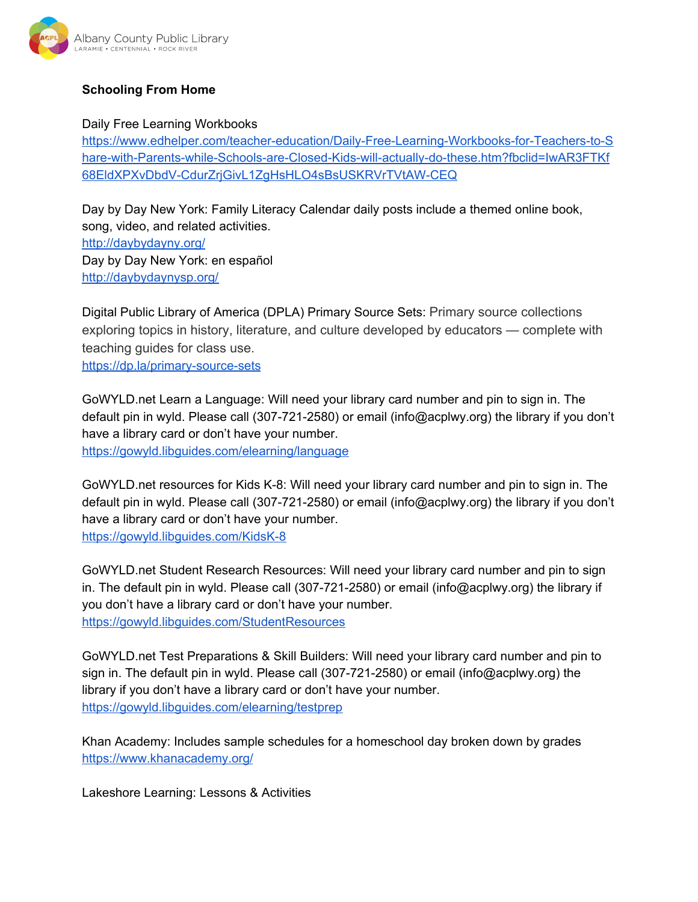**Schooling From Home**

Daily Free Learning Workbooks
https://www.edhelper.com/teacher-education/Daily-Free-Learning-Workbooks-for-Teachers-to-Share-with-Parents-while-Schools-are-Closed-Kids-will-actually-do-these.htm?fbclid=IwAR3FTKf68EldXPXvDbdV-CdurZrjGivL1ZgHsHLO4sBsUSKRVrTVtAW-CEQ

Day by Day New York: Family Literacy Calendar daily posts include a themed online book, song, video, and related activities.
http://daybydayny.org/
Day by Day New York: en español
http://daybydaynysp.org/

Digital Public Library of America (DPLA) Primary Source Sets: Primary source collections exploring topics in history, literature, and culture developed by educators — complete with teaching guides for class use.
https://dp.la/primary-source-sets

GoWYLD.net Learn a Language: Will need your library card number and pin to sign in. The default pin in wyld. Please call (307-721-2580) or email (info@acplwy.org) the library if you don't have a library card or don't have your number.
https://gowyld.libguides.com/elearning/language

GoWYLD.net resources for Kids K-8: Will need your library card number and pin to sign in. The default pin in wyld. Please call (307-721-2580) or email (info@acplwy.org) the library if you don't have a library card or don't have your number.
https://gowyld.libguides.com/KidsK-8

GoWYLD.net Student Research Resources: Will need your library card number and pin to sign in. The default pin in wyld. Please call (307-721-2580) or email (info@acplwy.org) the library if you don't have a library card or don't have your number.
https://gowyld.libguides.com/StudentResources

GoWYLD.net Test Preparations & Skill Builders: Will need your library card number and pin to sign in. The default pin in wyld. Please call (307-721-2580) or email (info@acplwy.org) the library if you don't have a library card or don't have your number.
https://gowyld.libguides.com/elearning/testprep

Khan Academy: Includes sample schedules for a homeschool day broken down by grades
https://www.khanacademy.org/

Lakeshore Learning: Lessons & Activities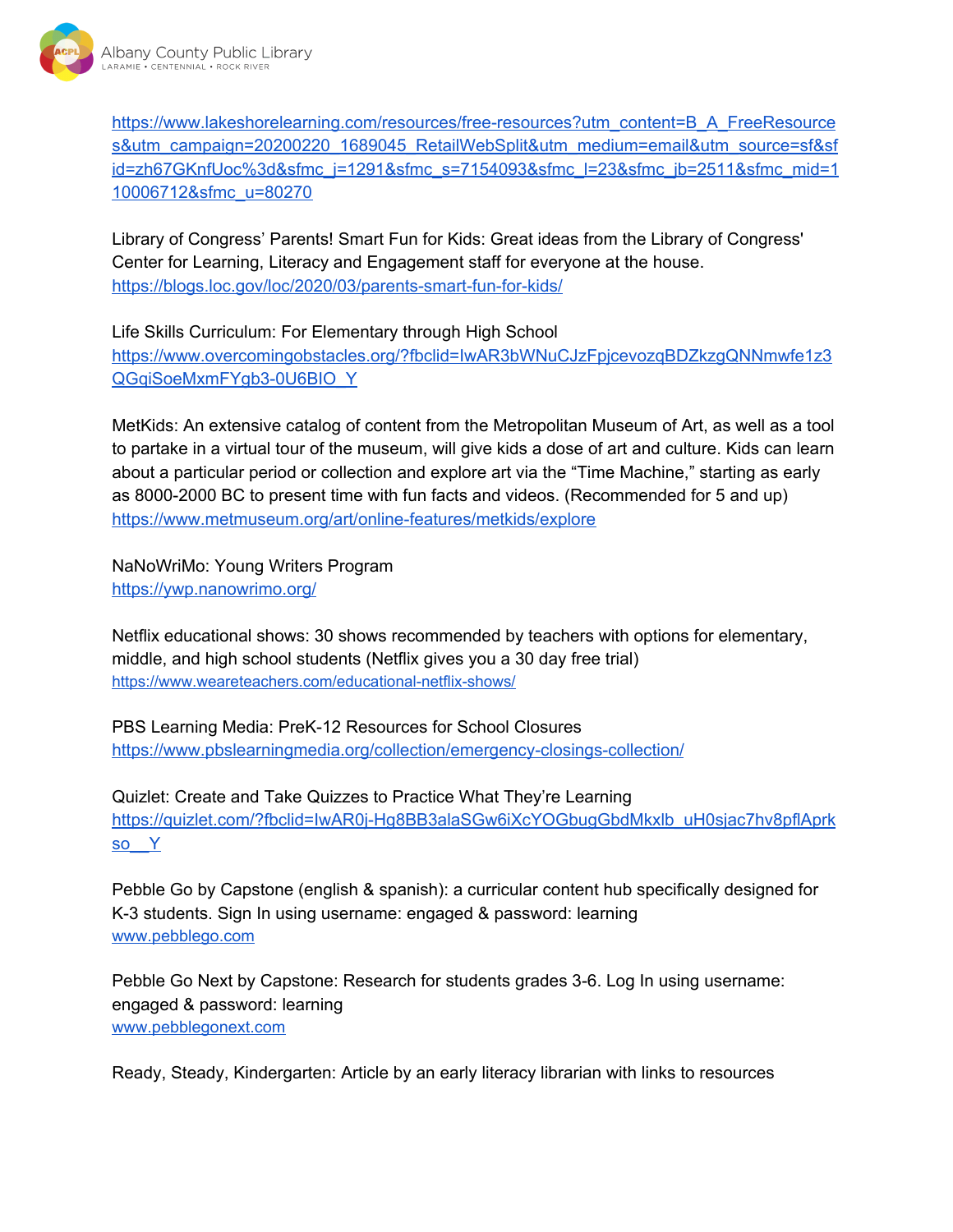https://www.lakeshorelearning.com/resources/free-resources?utm_content=B_A_FreeResources&utm_campaign=20200220_1689045_RetailWebSplit&utm_medium=email&utm_source=sf&sfid=zh67GKnfUoc%3d&sfmc_j=1291&sfmc_s=7154093&sfmc_l=23&sfmc_jb=2511&sfmc_mid=110006712&sfmc_u=80270

Library of Congress' Parents! Smart Fun for Kids: Great ideas from the Library of Congress' Center for Learning, Literacy and Engagement staff for everyone at the house.
https://blogs.loc.gov/loc/2020/03/parents-smart-fun-for-kids/

Life Skills Curriculum: For Elementary through High School
https://www.overcomingobstacles.org/?fbclid=IwAR3bWNuCJzFpjcevozqBDZkzgQNNmwfe1z3QGqiSoeMxmFYgb3-0U6BIO_Y

MetKids: An extensive catalog of content from the Metropolitan Museum of Art, as well as a tool to partake in a virtual tour of the museum, will give kids a dose of art and culture. Kids can learn about a particular period or collection and explore art via the "Time Machine," starting as early as 8000-2000 BC to present time with fun facts and videos. (Recommended for 5 and up)
https://www.metmuseum.org/art/online-features/metkids/explore

NaNoWriMo: Young Writers Program
https://ywp.nanowrimo.org/

Netflix educational shows: 30 shows recommended by teachers with options for elementary, middle, and high school students (Netflix gives you a 30 day free trial)
https://www.weareteachers.com/educational-netflix-shows/

PBS Learning Media: PreK-12 Resources for School Closures
https://www.pbslearningmedia.org/collection/emergency-closings-collection/

Quizlet: Create and Take Quizzes to Practice What They're Learning
https://quizlet.com/?fbclid=IwAR0j-Hg8BB3alaSGw6iXcYOGbugGbdMkxlb_uH0sjac7hv8pflAprkso__Y

Pebble Go by Capstone (english & spanish): a curricular content hub specifically designed for K-3 students. Sign In using username: engaged & password: learning
www.pebblego.com

Pebble Go Next by Capstone: Research for students grades 3-6. Log In using username: engaged & password: learning
www.pebblegonext.com

Ready, Steady, Kindergarten: Article by an early literacy librarian with links to resources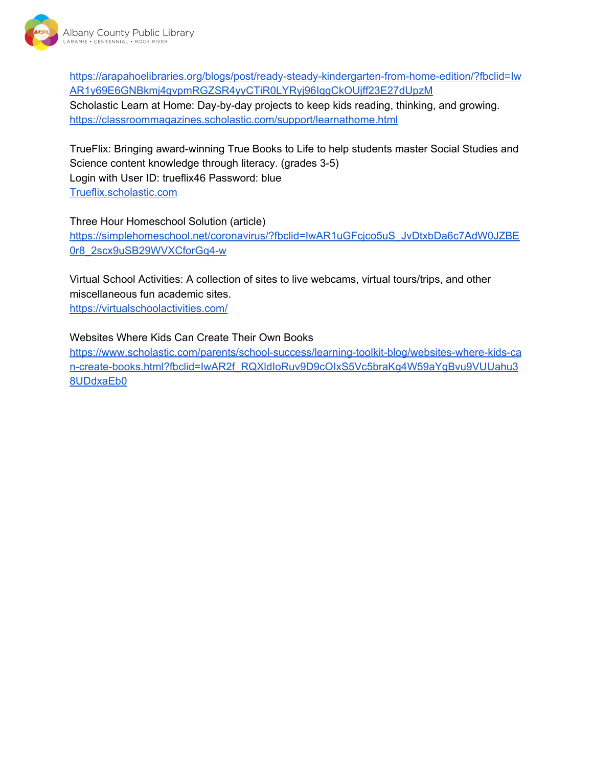https://arapahoelibraries.org/blogs/post/ready-steady-kindergarten-from-home-edition/?fbclid=IwAR1y69E6GNBkmj4gvpmRGZSR4yyCTiR0LYRyj96IggCkOUjff23E27dUpzM

Scholastic Learn at Home: Day-by-day projects to keep kids reading, thinking, and growing.
https://classroommagazines.scholastic.com/support/learnathome.html

TrueFlix: Bringing award-winning True Books to Life to help students master Social Studies and Science content knowledge through literacy. (grades 3-5)
Login with User ID: trueflix46 Password: blue
Trueflix.scholastic.com

Three Hour Homeschool Solution (article)
https://simplehomeschool.net/coronavirus/?fbclid=IwAR1uGFcjco5uS_JvDtxbDa6c7AdW0JZBE0r8_2scx9uSB29WVXCforGq4-w

Virtual School Activities: A collection of sites to live webcams, virtual tours/trips, and other miscellaneous fun academic sites.
https://virtualschoolactivities.com/

Websites Where Kids Can Create Their Own Books
https://www.scholastic.com/parents/school-success/learning-toolkit-blog/websites-where-kids-can-create-books.html?fbclid=IwAR2f_RQXldIoRuv9D9cOIxS5Vc5braKg4W59aYgBvu9VUUahu38UDdxaEb0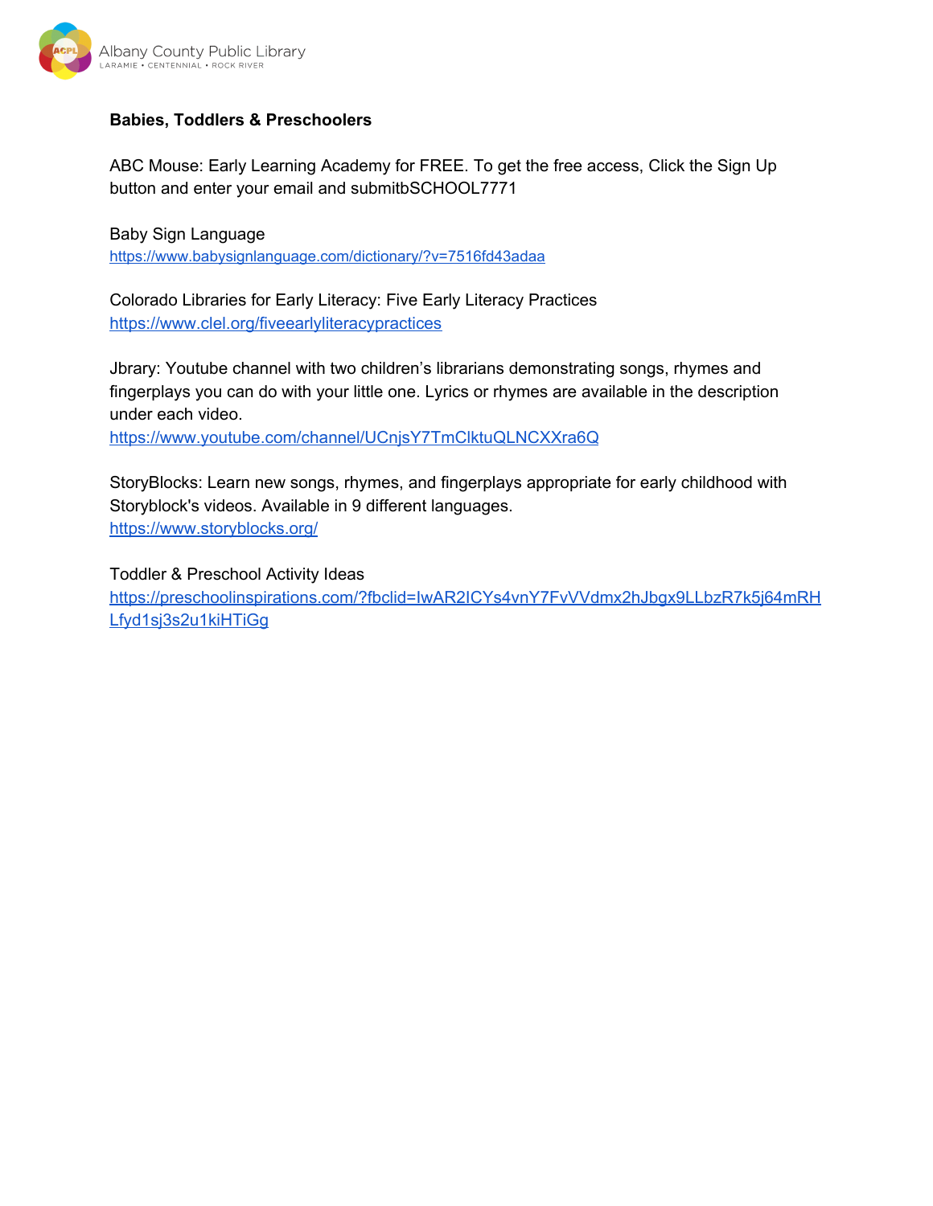**Babies, Toddlers & Preschoolers**

ABC Mouse: Early Learning Academy for FREE. To get the free access, Click the Sign Up button and enter your email and submitbSCHOOL7771

Baby Sign Language
https://www.babysignlanguage.com/dictionary/?v=7516fd43adaa

Colorado Libraries for Early Literacy: Five Early Literacy Practices
https://www.clel.org/fiveearlyliteracypractices

Jbrary: Youtube channel with two children's librarians demonstrating songs, rhymes and fingerplays you can do with your little one. Lyrics or rhymes are available in the description under each video.
https://www.youtube.com/channel/UCnjsY7TmClktuQLNCXXra6Q

StoryBlocks: Learn new songs, rhymes, and fingerplays appropriate for early childhood with Storyblock's videos. Available in 9 different languages.
https://www.storyblocks.org/

Toddler & Preschool Activity Ideas
https://preschoolinspirations.com/?fbclid=IwAR2ICYs4vnY7FvVVdmx2hJbgx9LLbzR7k5j64mRHLfyd1sj3s2u1kiHTiGg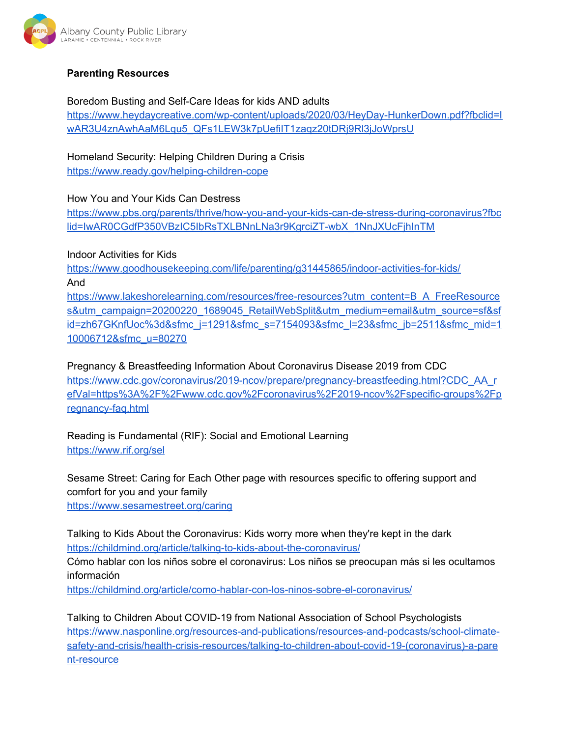**Parenting Resources**

Boredom Busting and Self-Care Ideas for kids AND adults
https://www.heydaycreative.com/wp-content/uploads/2020/03/HeyDay-HunkerDown.pdf?fbclid=IwAR3U4znAwhAaM6Lqu5_QFs1LEW3k7pUefiIT1zaqz20tDRj9Rl3jJoWprsU

Homeland Security: Helping Children During a Crisis
https://www.ready.gov/helping-children-cope

How You and Your Kids Can Destress
https://www.pbs.org/parents/thrive/how-you-and-your-kids-can-de-stress-during-coronavirus?fbclid=IwAR0CGdfP350VBzIC5IbRsTXLBNnLNa3r9KgrciZT-wbX_1NnJXUcFjhInTM

Indoor Activities for Kids
https://www.goodhousekeeping.com/life/parenting/g31445865/indoor-activities-for-kids/
And
https://www.lakeshorelearning.com/resources/free-resources?utm_content=B_A_FreeResources&utm_campaign=20200220_1689045_RetailWebSplit&utm_medium=email&utm_source=sf&sfid=zh67GKnfUoc%3d&sfmc_j=1291&sfmc_s=7154093&sfmc_l=23&sfmc_jb=2511&sfmc_mid=110006712&sfmc_u=80270

Pregnancy & Breastfeeding Information About Coronavirus Disease 2019 from CDC
https://www.cdc.gov/coronavirus/2019-ncov/prepare/pregnancy-breastfeeding.html?CDC_AA_refVal=https%3A%2F%2Fwww.cdc.gov%2Fcoronavirus%2F2019-ncov%2Fspecific-groups%2Fpregnancy-faq.html

Reading is Fundamental (RIF): Social and Emotional Learning
https://www.rif.org/sel

Sesame Street: Caring for Each Other page with resources specific to offering support and comfort for you and your family
https://www.sesamestreet.org/caring

Talking to Kids About the Coronavirus: Kids worry more when they're kept in the dark
https://childmind.org/article/talking-to-kids-about-the-coronavirus/
Cómo hablar con los niños sobre el coronavirus: Los niños se preocupan más si les ocultamos información
https://childmind.org/article/como-hablar-con-los-ninos-sobre-el-coronavirus/

Talking to Children About COVID-19 from National Association of School Psychologists
https://www.nasponline.org/resources-and-publications/resources-and-podcasts/school-climate-safety-and-crisis/health-crisis-resources/talking-to-children-about-covid-19-(coronavirus)-a-parent-resource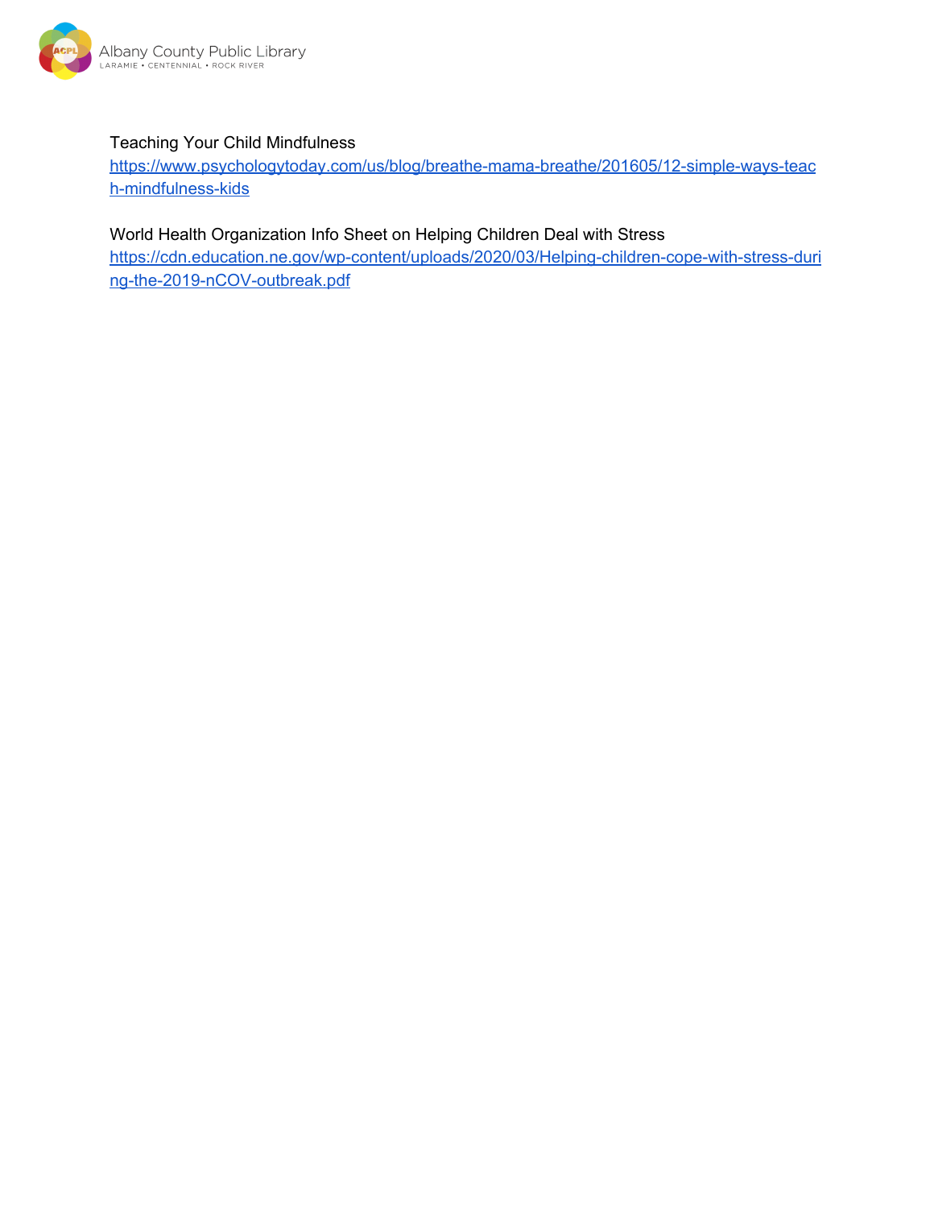Teaching Your Child Mindfulness
[https://www.psychologytoday.com/us/blog/breathe-mama-breathe/201605/12-simple-ways-teach-mindfulness-kids](https://www.psychologytoday.com/us/blog/breathe-mama-breathe/201605/12-simple-ways-teach-mindfulness-kids)

World Health Organization Info Sheet on Helping Children Deal with Stress
[https://cdn.education.ne.gov/wp-content/uploads/2020/03/Helping-children-cope-with-stress-during-the-2019-nCOV-outbreak.pdf](https://cdn.education.ne.gov/wp-content/uploads/2020/03/Helping-children-cope-with-stress-during-the-2019-nCOV-outbreak.pdf)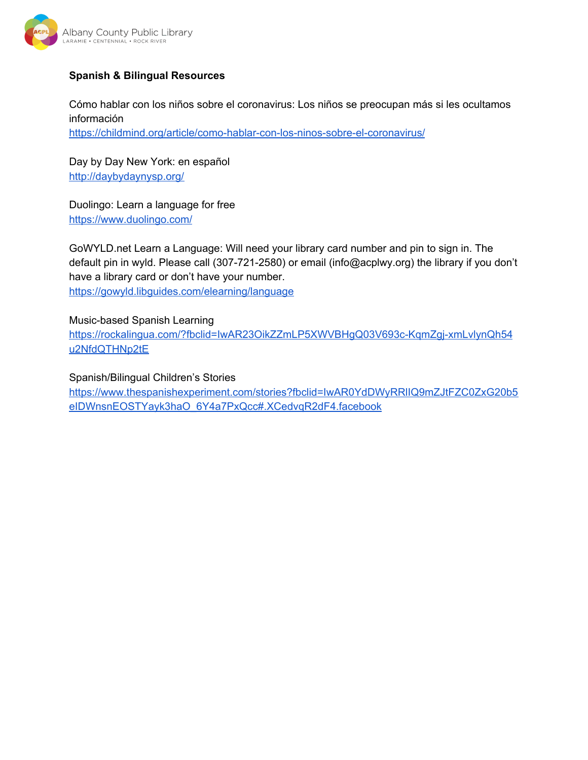**Spanish & Bilingual Resources**

Cómo hablar con los niños sobre el coronavirus: Los niños se preocupan más si les ocultamos información
https://childmind.org/article/como-hablar-con-los-ninos-sobre-el-coronavirus/

Day by Day New York: en español
http://daybydaynysp.org/

Duolingo: Learn a language for free
https://www.duolingo.com/

GoWYLD.net Learn a Language: Will need your library card number and pin to sign in. The default pin in wyld. Please call (307-721-2580) or email (info@acplwy.org) the library if you don't have a library card or don't have your number.
https://gowyld.libguides.com/elearning/language

Music-based Spanish Learning
https://rockalingua.com/?fbclid=IwAR23OikZZmLP5XWVBHgQ03V693c-KqmZgj-xmLvlynQh54u2NfdQTHNp2tE

Spanish/Bilingual Children's Stories
https://www.thespanishexperiment.com/stories?fbclid=IwAR0YdDWyRRlIQ9mZJtFZC0ZxG20b5eIDWnsnEOSTYayk3haO_6Y4a7PxQcc#.XCedvqR2dF4.facebook